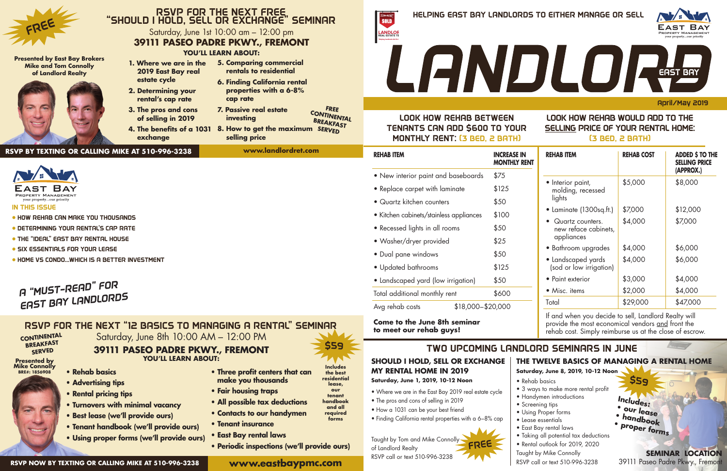FREE

# RSVP FOR THE NEXT FREE "SHOULD I HOLD, SELL OR EXCHANGE" SEMINAR

Saturday, June 1st 10:00 am – 12:00 pm

**39111 PASEO PADRE PKWY., FREMONT**

**YOU'LL LEARN ABOUT:**

**Presented by East Bay Brokers Mike and Tom Connolly of Landlord Realty**

1. **Where we are in the 2019 East Bay real estate cycle**
2. **Determining your rental's cap rate**
3. **The pros and cons of selling in 2019**
4. **The benefits of a 1031 exchange**
5. **Comparing commercial rentals to residential**
6. **Finding California rental properties with a 6-8% cap rate**
7. **Passive real estate investing**
8. **How to get the maximum selling price**

FREE CONTINENTAL BREAKFAST SERVED

**RSVP BY TEXTING OR CALLING MIKE AT 510-996-3238** **www.landlordret.com**

EAST BAY PROPERTY MANAGEMENT
your property...our priority

## IN THIS ISSUE

- HOW REHAB CAN MAKE YOU THOUSANDS
- DETERMINING YOUR RENTAL'S CAP RATE
- THE "IDEAL" EAST BAY RENTAL HOUSE
- SIX ESSENTIALS FOR YOUR LEASE
- HOME VS CONDO...WHICH IS A BETTER INVESTMENT

*A "MUST-READ" FOR EAST BAY LANDLORDS*

# RSVP FOR THE NEXT "12 BASICS TO MANAGING A RENTAL" SEMINAR

Saturday, June 8th 10:00 AM – 12:00 PM

**39111 PASEO PADRE PKWY., FREMONT**

**YOU'LL LEARN ABOUT:**

CONTINENTAL BREAKFAST SERVED

**Presented by Mike Connolly**
**BRE#: 1856908**

$59

**Includes the best residential lease, our tenant handbook and all required forms**

- **Rehab basics**
- **Advertising tips**
- **Rental pricing tips**
- **Turnovers with minimal vacancy**
- **Best lease (we'll provide ours)**
- **Tenant handbook (we'll provide ours)**
- **Using proper forms (we'll provide ours)**
- **Three profit centers that can make you thousands**
- **Fair housing traps**
- **All possible tax deductions**
- **Contacts to our handymen**
- **Tenant insurance**
- **East Bay rental laws**
- **Periodic inspections (we'll provide ours)**

**RSVP NOW BY TEXTING OR CALLING MIKE AT 510-996-3238** **www.eastbaypmc.com**

HELPING EAST BAY LANDLORDS TO EITHER MANAGE OR SELL

# LANDLORD EAST BAY

April/May 2019

## LOOK HOW REHAB BETWEEN TENANTS CAN ADD $600 TO YOUR MONTHLY RENT: (3 BED, 2 BATH)

| REHAB ITEM | INCREASE IN MONTHLY RENT |
|---|---|
| • New interior paint and baseboards | $75 |
| • Replace carpet with laminate | $125 |
| • Quartz kitchen counters | $50 |
| • Kitchen cabinets/stainless appliances | $100 |
| • Recessed lights in all rooms | $50 |
| • Washer/dryer provided | $25 |
| • Dual pane windows | $50 |
| • Updated bathrooms | $125 |
| • Landscaped yard (low irrigation) | $50 |
| Total additional monthly rent | $600 |
| Avg rehab costs | $18,000–$20,000 |

**Come to the June 8th seminar to meet our rehab guys!**

## LOOK HOW REHAB WOULD ADD TO THE SELLING PRICE OF YOUR RENTAL HOME: (3 BED, 2 BATH)

| REHAB ITEM | REHAB COST | ADDED $ TO THE SELLING PRICE (APPROX.) |
|---|---|---|
| • Interior paint, molding, recessed lights | $5,000 | $8,000 |
| • Laminate (1300sq.ft.) | $7,000 | $12,000 |
| • Quartz counters, new reface cabinets, appliances | $4,000 | $7,000 |
| • Bathroom upgrades | $4,000 | $6,000 |
| • Landscaped yards (sod or low irrigation) | $4,000 | $6,000 |
| • Paint exterior | $3,000 | $4,000 |
| • Misc. items | $2,000 | $4,000 |
| Total | $29,000 | $47,000 |

If and when you decide to sell, Landlord Realty will provide the most economical vendors and front the rehab cost. Simply reimburse us at the close of escrow.

# TWO UPCOMING LANDLORD SEMINARS IN JUNE

### SHOULD I HOLD, SELL OR EXCHANGE MY RENTAL HOME IN 2019

**Saturday, June 1, 2019, 10-12 Noon**

- Where we are in the East Bay 2019 real estate cycle
- The pros and cons of selling in 2019
- How a 1031 can be your best friend
- Finding California rental properties with a 6–8% cap

Taught by Tom and Mike Connolly of Landlord Realty
RSVP call or text 510-996-3238

FREE

### THE TWELVE BASICS OF MANAGING A RENTAL HOME

**Saturday, June 8, 2019, 10-12 Noon**

- Rehab basics
- 3 ways to make more rental profit
- Handymen introductions
- Screening tips
- Using Proper forms
- Lease essentials
- East Bay rental laws
- Taking all potential tax deductions
- Rental outlook for 2019, 2020

Taught by Mike Connolly
RSVP call or text 510-996-3238

$59

Includes:
- our lease
- handbook
- proper forms

**SEMINAR LOCATION**
39111 Paseo Padre Pkwy., Fremont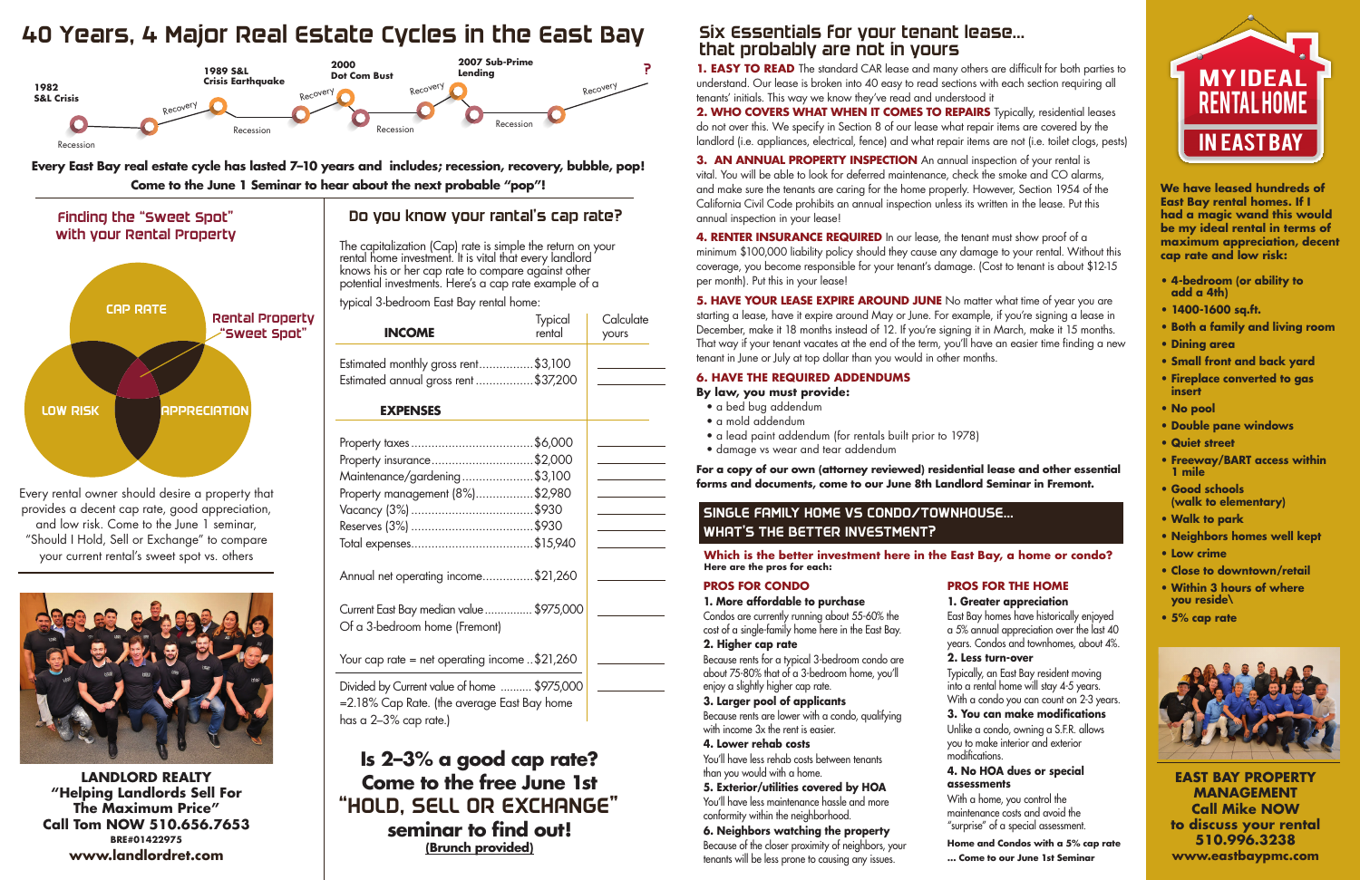# 40 Years, 4 Major Real Estate Cycles in the East Bay

1982 S&L Crisis
1989 S&L Crisis Earthquake
2000 Dot Com Bust
2007 Sub-Prime Lending
?
Recession
Recovery
Recession
Recovery
Recession
Recovery
Recession
Recovery

**Every East Bay real estate cycle has lasted 7–10 years and includes; recession, recovery, bubble, pop! Come to the June 1 Seminar to hear about the next probable "pop"!**

## Finding the "Sweet Spot" with your Rental Property

CAP RATE
Rental Property "Sweet Spot"
LOW RISK
APPRECIATION

Every rental owner should desire a property that provides a decent cap rate, good appreciation, and low risk. Come to the June 1 seminar, "Should I Hold, Sell or Exchange" to compare your current rental's sweet spot vs. others

**LANDLORD REALTY**
**"Helping Landlords Sell For The Maximum Price"**
**Call Tom NOW 510.656.7653**
**BRE#01422975**
**www.landlordret.com**

## Do you know your rental's cap rate?

The capitalization (Cap) rate is simple the return on your rental home investment. It is vital that every landlord knows his or her cap rate to compare against other potential investments. Here's a cap rate example of a typical 3-bedroom East Bay rental home:

| **INCOME** | Typical rental | Calculate yours |
| --- | --- | --- |
| Estimated monthly gross rent | $3,100 | |
| Estimated annual gross rent | $37,200 | |
| **EXPENSES** | | |
| Property taxes | $6,000 | |
| Property insurance | $2,000 | |
| Maintenance/gardening | $3,100 | |
| Property management (8%) | $2,980 | |
| Vacancy (3%) | $930 | |
| Reserves (3%) | $930 | |
| Total expenses | $15,940 | |
| Annual net operating income | $21,260 | |
| Current East Bay median value Of a 3-bedroom home (Fremont) | $975,000 | |
| Your cap rate = net operating income | $21,260 | |
| Divided by Current value of home =2.18% Cap Rate. (the average East Bay home has a 2–3% cap rate.) | $975,000 | |

**Is 2–3% a good cap rate? Come to the free June 1st "HOLD, SELL OR EXCHANGE" seminar to find out!**
**(Brunch provided)**

## Six Essentials for your tenant lease... that probably are not in yours

**1. EASY TO READ** The standard CAR lease and many others are difficult for both parties to understand. Our lease is broken into 40 easy to read sections with each section requiring all tenants' initials. This way we know they've read and understood it

**2. WHO COVERS WHAT WHEN IT COMES TO REPAIRS** Typically, residential leases do not over this. We specify in Section 8 of our lease what repair items are covered by the landlord (i.e. appliances, electrical, fence) and what repair items are not (i.e. toilet clogs, pests)

**3. AN ANNUAL PROPERTY INSPECTION** An annual inspection of your rental is vital. You will be able to look for deferred maintenance, check the smoke and CO alarms, and make sure the tenants are caring for the home properly. However, Section 1954 of the California Civil Code prohibits an annual inspection unless it is written in the lease. Put this annual inspection in your lease!

**4. RENTER INSURANCE REQUIRED** In our lease, the tenant must show proof of a minimum $100,000 liability policy should they cause any damage to your rental. Without this coverage, you become responsible for your tenant's damage. (Cost to tenant is about $12-15 per month). Put this in your lease!

**5. HAVE YOUR LEASE EXPIRE AROUND JUNE** No matter what time of year you are starting a lease, have it expire around May or June. For example, if you're signing a lease in December, make it 18 months instead of 12. If you're signing it in March, make it 15 months. That way if your tenant vacates at the end of the term, you'll have an easier time finding a new tenant in June or July at top dollar than you would in other months.

**6. HAVE THE REQUIRED ADDENDUMS**

**By law, you must provide:**

- a bed bug addendum
- a mold addendum
- a lead paint addendum (for rentals built prior to 1978)
- damage vs wear and tear addendum

**For a copy of our own (attorney reviewed) residential lease and other essential forms and documents, come to our June 8th Landlord Seminar in Fremont.**

## SINGLE FAMILY HOME VS CONDO/TOWNHOUSE... WHAT'S THE BETTER INVESTMENT?

**Which is the better investment here in the East Bay, a home or condo?**
**Here are the pros for each:**

### PROS FOR CONDO

**1. More affordable to purchase**
Condos are currently running about 55-60% the cost of a single-family home here in the East Bay.

**2. Higher cap rate**
Because rents for a typical 3-bedroom condo are about 75-80% that of a 3-bedroom home, you'll enjoy a slightly higher cap rate.

**3. Larger pool of applicants**
Because rents are lower with a condo, qualifying with income 3x the rent is easier.

**4. Lower rehab costs**
You'll have less rehab costs between tenants than you would with a home.

**5. Exterior/utilities covered by HOA**
You'll have less maintenance hassle and more conformity within the neighborhood.

**6. Neighbors watching the property**
Because of the closer proximity of neighbors, your tenants will be less prone to causing any issues.

### PROS FOR THE HOME

**1. Greater appreciation**
East Bay homes have historically enjoyed a 5% annual appreciation over the last 40 years. Condos and townhomes, about 4%.

**2. Less turn-over**
Typically, an East Bay resident moving into a rental home will stay 4-5 years. With a condo you can count on 2-3 years.

**3. You can make modifications**
Unlike a condo, owning a S.F.R. allows you to make interior and exterior modifications.

**4. No HOA dues or special assessments**
With a home, you control the maintenance costs and avoid the "surprise" of a special assessment.

**Home and Condos with a 5% cap rate ... Come to our June 1st Seminar**

MY IDEAL RENTAL HOME IN EAST BAY

**We have leased hundreds of East Bay rental homes. If I had a magic wand this would be my ideal rental in terms of maximum appreciation, decent cap rate and low risk:**

- **4-bedroom (or ability to add a 4th)**
- **1400-1600 sq.ft.**
- **Both a family and living room**
- **Dining area**
- **Small front and back yard**
- **Fireplace converted to gas insert**
- **No pool**
- **Double pane windows**
- **Quiet street**
- **Freeway/BART access within 1 mile**
- **Good schools (walk to elementary)**
- **Walk to park**
- **Neighbors homes well kept**
- **Low crime**
- **Close to downtown/retail**
- **Within 3 hours of where you reside\**
- **5% cap rate**

**EAST BAY PROPERTY MANAGEMENT**
**Call Mike NOW to discuss your rental**
**510.996.3238**
**www.eastbaypmc.com**